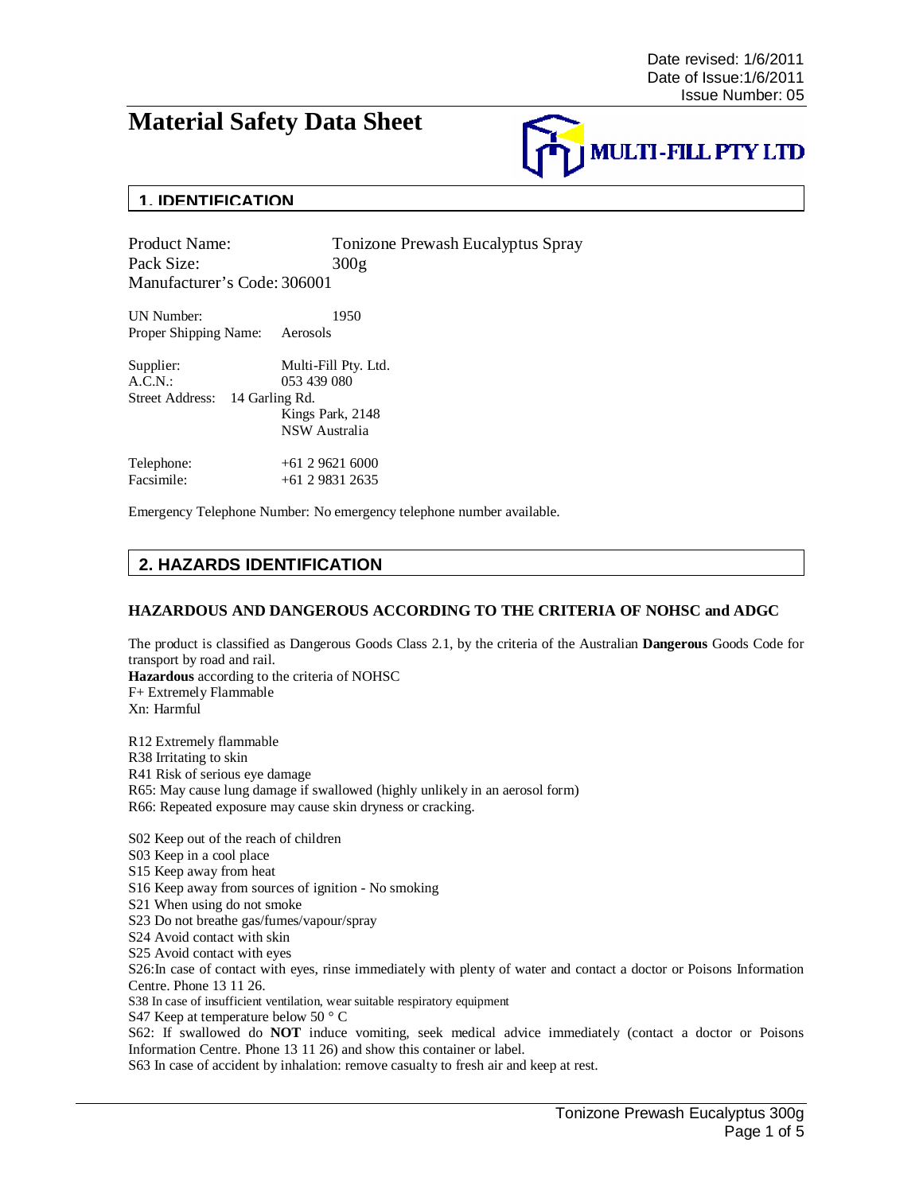Date revised: 1/6/2011
Date of Issue:1/6/2011
Issue Number: 05

# Material Safety Data Sheet

MULTI-FILL PTY LTD

## 1. IDENTIFICATION

Product Name: Tonizone Prewash Eucalyptus Spray
Pack Size: 300g
Manufacturer's Code: 306001

UN Number: 1950
Proper Shipping Name: Aerosols

Supplier: Multi-Fill Pty. Ltd.
A.C.N.: 053 439 080
Street Address: 14 Garling Rd.
Kings Park, 2148
NSW Australia

Telephone: +61 2 9621 6000
Facsimile: +61 2 9831 2635

Emergency Telephone Number: No emergency telephone number available.

## 2. HAZARDS IDENTIFICATION

### HAZARDOUS AND DANGEROUS ACCORDING TO THE CRITERIA OF NOHSC and ADGC

The product is classified as Dangerous Goods Class 2.1, by the criteria of the Australian **Dangerous** Goods Code for transport by road and rail.
**Hazardous** according to the criteria of NOHSC
F+ Extremely Flammable
Xn: Harmful

R12 Extremely flammable
R38 Irritating to skin
R41 Risk of serious eye damage
R65: May cause lung damage if swallowed (highly unlikely in an aerosol form)
R66: Repeated exposure may cause skin dryness or cracking.

S02 Keep out of the reach of children
S03 Keep in a cool place
S15 Keep away from heat
S16 Keep away from sources of ignition - No smoking
S21 When using do not smoke
S23 Do not breathe gas/fumes/vapour/spray
S24 Avoid contact with skin
S25 Avoid contact with eyes
S26:In case of contact with eyes, rinse immediately with plenty of water and contact a doctor or Poisons Information Centre. Phone 13 11 26.
S38 In case of insufficient ventilation, wear suitable respiratory equipment
S47 Keep at temperature below 50 ° C
S62: If swallowed do **NOT** induce vomiting, seek medical advice immediately (contact a doctor or Poisons Information Centre. Phone 13 11 26) and show this container or label.
S63 In case of accident by inhalation: remove casualty to fresh air and keep at rest.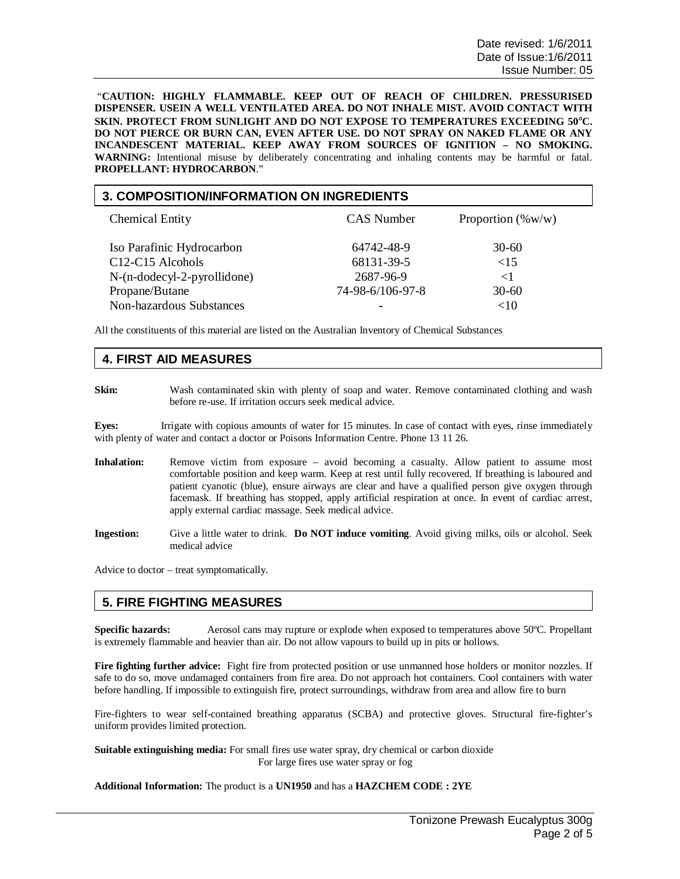"**CAUTION: HIGHLY FLAMMABLE. KEEP OUT OF REACH OF CHILDREN. PRESSURISED DISPENSER. USEIN A WELL VENTILATED AREA. DO NOT INHALE MIST. AVOID CONTACT WITH SKIN. PROTECT FROM SUNLIGHT AND DO NOT EXPOSE TO TEMPERATURES EXCEEDING 50°C. DO NOT PIERCE OR BURN CAN, EVEN AFTER USE. DO NOT SPRAY ON NAKED FLAME OR ANY INCANDESCENT MATERIAL. KEEP AWAY FROM SOURCES OF IGNITION – NO SMOKING. WARNING:** Intentional misuse by deliberately concentrating and inhaling contents may be harmful or fatal. **PROPELLANT: HYDROCARBON**."

## 3. COMPOSITION/INFORMATION ON INGREDIENTS

| Chemical Entity | CAS Number | Proportion (%w/w) |
|---|---|---|
| Iso Parafinic Hydrocarbon | 64742-48-9 | 30-60 |
| C12-C15 Alcohols | 68131-39-5 | <15 |
| N-(n-dodecyl-2-pyrollidone) | 2687-96-9 | <1 |
| Propane/Butane | 74-98-6/106-97-8 | 30-60 |
| Non-hazardous Substances | - | <10 |

All the constituents of this material are listed on the Australian Inventory of Chemical Substances

## 4. FIRST AID MEASURES

**Skin:** Wash contaminated skin with plenty of soap and water. Remove contaminated clothing and wash before re-use. If irritation occurs seek medical advice.

**Eyes:** Irrigate with copious amounts of water for 15 minutes. In case of contact with eyes, rinse immediately with plenty of water and contact a doctor or Poisons Information Centre. Phone 13 11 26.

**Inhalation:** Remove victim from exposure – avoid becoming a casualty. Allow patient to assume most comfortable position and keep warm. Keep at rest until fully recovered. If breathing is laboured and patient cyanotic (blue), ensure airways are clear and have a qualified person give oxygen through facemask. If breathing has stopped, apply artificial respiration at once. In event of cardiac arrest, apply external cardiac massage. Seek medical advice.

**Ingestion:** Give a little water to drink. **Do NOT induce vomiting**. Avoid giving milks, oils or alcohol. Seek medical advice

Advice to doctor – treat symptomatically.

## 5. FIRE FIGHTING MEASURES

**Specific hazards:** Aerosol cans may rupture or explode when exposed to temperatures above 50ºC. Propellant is extremely flammable and heavier than air. Do not allow vapours to build up in pits or hollows.

**Fire fighting further advice:** Fight fire from protected position or use unmanned hose holders or monitor nozzles. If safe to do so, move undamaged containers from fire area. Do not approach hot containers. Cool containers with water before handling. If impossible to extinguish fire, protect surroundings, withdraw from area and allow fire to burn

Fire-fighters to wear self-contained breathing apparatus (SCBA) and protective gloves. Structural fire-fighter's uniform provides limited protection.

**Suitable extinguishing media:** For small fires use water spray, dry chemical or carbon dioxide
For large fires use water spray or fog

**Additional Information:** The product is a **UN1950** and has a **HAZCHEM CODE : 2YE**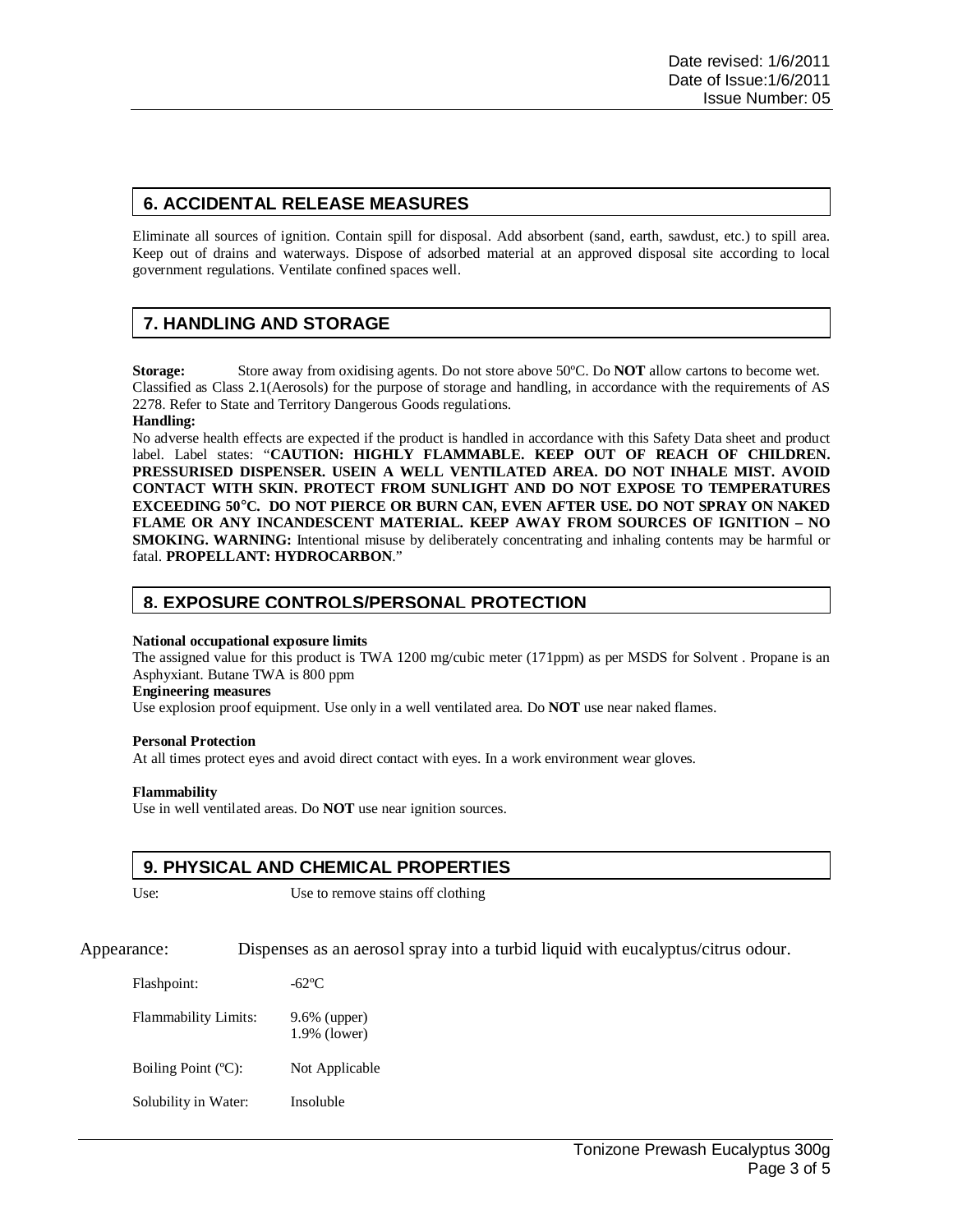## 6. ACCIDENTAL RELEASE MEASURES

Eliminate all sources of ignition. Contain spill for disposal. Add absorbent (sand, earth, sawdust, etc.) to spill area. Keep out of drains and waterways. Dispose of adsorbed material at an approved disposal site according to local government regulations. Ventilate confined spaces well.

## 7. HANDLING AND STORAGE

**Storage:** Store away from oxidising agents. Do not store above 50ºC. Do **NOT** allow cartons to become wet. Classified as Class 2.1(Aerosols) for the purpose of storage and handling, in accordance with the requirements of AS 2278. Refer to State and Territory Dangerous Goods regulations.

**Handling:**

No adverse health effects are expected if the product is handled in accordance with this Safety Data sheet and product label. Label states: "**CAUTION: HIGHLY FLAMMABLE. KEEP OUT OF REACH OF CHILDREN. PRESSURISED DISPENSER. USEIN A WELL VENTILATED AREA. DO NOT INHALE MIST. AVOID CONTACT WITH SKIN. PROTECT FROM SUNLIGHT AND DO NOT EXPOSE TO TEMPERATURES EXCEEDING 50°C. DO NOT PIERCE OR BURN CAN, EVEN AFTER USE. DO NOT SPRAY ON NAKED FLAME OR ANY INCANDESCENT MATERIAL. KEEP AWAY FROM SOURCES OF IGNITION – NO SMOKING. WARNING:** Intentional misuse by deliberately concentrating and inhaling contents may be harmful or fatal. **PROPELLANT: HYDROCARBON**."

## 8. EXPOSURE CONTROLS/PERSONAL PROTECTION

**National occupational exposure limits**

The assigned value for this product is TWA 1200 mg/cubic meter (171ppm) as per MSDS for Solvent . Propane is an Asphyxiant. Butane TWA is 800 ppm

**Engineering measures**

Use explosion proof equipment. Use only in a well ventilated area. Do **NOT** use near naked flames.

**Personal Protection**

At all times protect eyes and avoid direct contact with eyes. In a work environment wear gloves.

**Flammability**

Use in well ventilated areas. Do **NOT** use near ignition sources.

## 9. PHYSICAL AND CHEMICAL PROPERTIES

Use: Use to remove stains off clothing

Appearance: Dispenses as an aerosol spray into a turbid liquid with eucalyptus/citrus odour.

Flashpoint: -62ºC

Flammability Limits: 9.6% (upper)
1.9% (lower)

Boiling Point (ºC): Not Applicable

Solubility in Water: Insoluble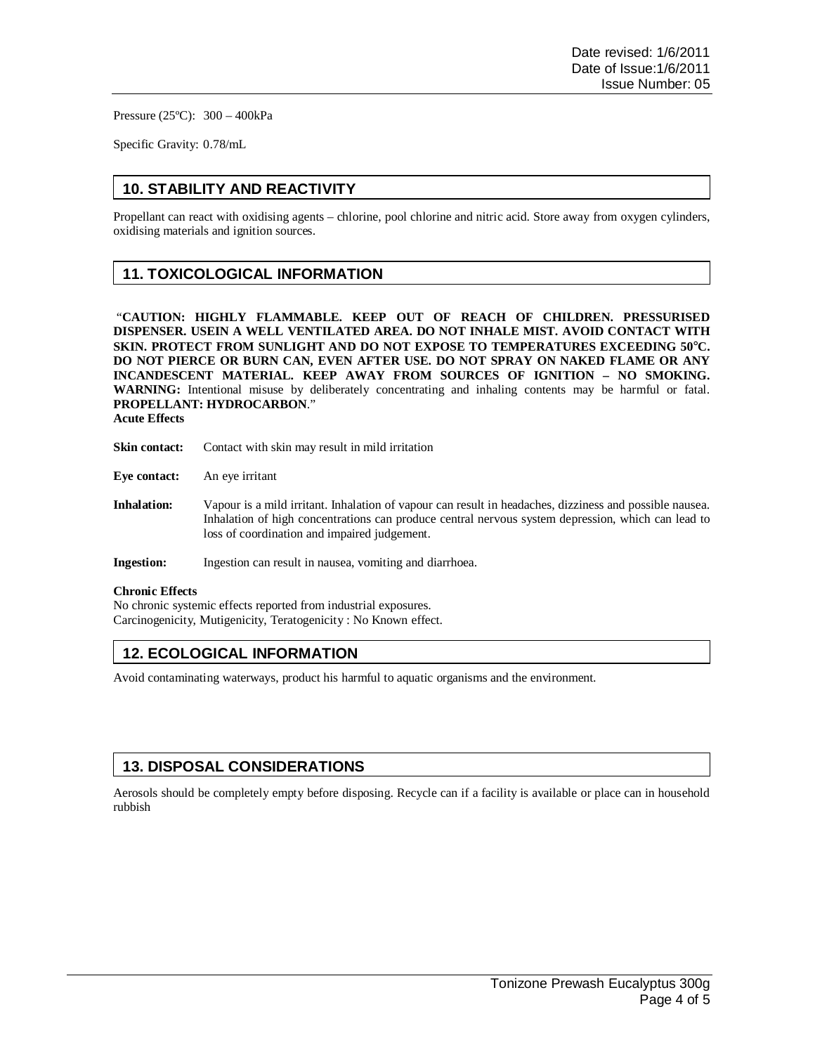Pressure (25ºC): 300 – 400kPa

Specific Gravity: 0.78/mL

## 10. STABILITY AND REACTIVITY

Propellant can react with oxidising agents – chlorine, pool chlorine and nitric acid. Store away from oxygen cylinders, oxidising materials and ignition sources.

## 11. TOXICOLOGICAL INFORMATION

"**CAUTION: HIGHLY FLAMMABLE. KEEP OUT OF REACH OF CHILDREN. PRESSURISED DISPENSER. USEIN A WELL VENTILATED AREA. DO NOT INHALE MIST. AVOID CONTACT WITH SKIN. PROTECT FROM SUNLIGHT AND DO NOT EXPOSE TO TEMPERATURES EXCEEDING 50°C. DO NOT PIERCE OR BURN CAN, EVEN AFTER USE. DO NOT SPRAY ON NAKED FLAME OR ANY INCANDESCENT MATERIAL. KEEP AWAY FROM SOURCES OF IGNITION – NO SMOKING. WARNING:** Intentional misuse by deliberately concentrating and inhaling contents may be harmful or fatal. **PROPELLANT: HYDROCARBON**."

**Acute Effects**

**Skin contact:** Contact with skin may result in mild irritation

**Eye contact:** An eye irritant

**Inhalation:** Vapour is a mild irritant. Inhalation of vapour can result in headaches, dizziness and possible nausea. Inhalation of high concentrations can produce central nervous system depression, which can lead to loss of coordination and impaired judgement.

**Ingestion:** Ingestion can result in nausea, vomiting and diarrhoea.

**Chronic Effects**

No chronic systemic effects reported from industrial exposures.
Carcinogenicity, Mutigenicity, Teratogenicity : No Known effect.

## 12. ECOLOGICAL INFORMATION

Avoid contaminating waterways, product his harmful to aquatic organisms and the environment.

## 13. DISPOSAL CONSIDERATIONS

Aerosols should be completely empty before disposing. Recycle can if a facility is available or place can in household rubbish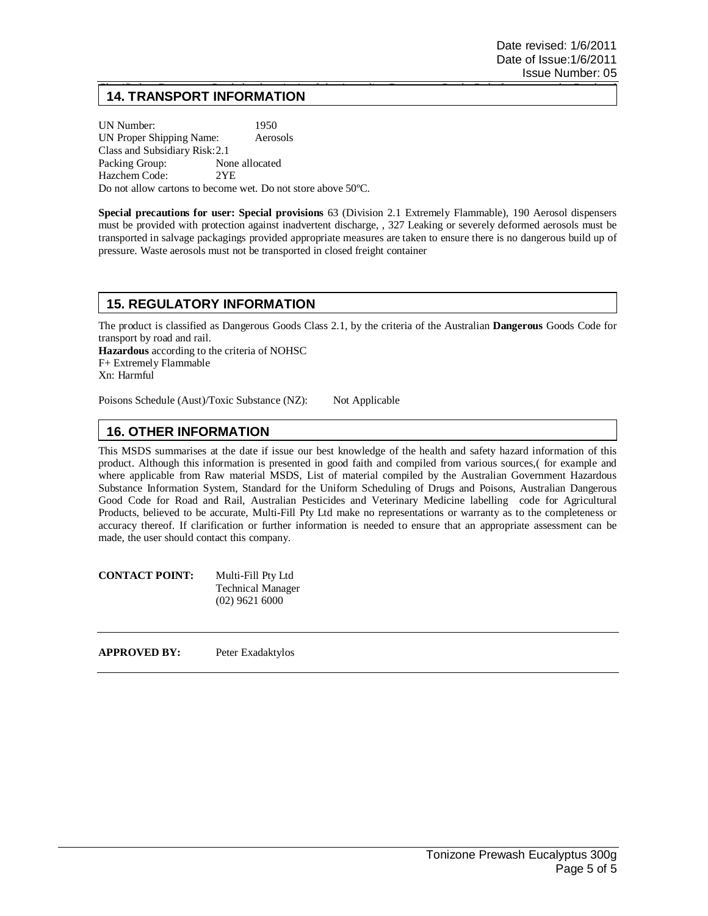## 14. TRANSPORT INFORMATION

UN Number: 1950
UN Proper Shipping Name: Aerosols
Class and Subsidiary Risk: 2.1
Packing Group: None allocated
Hazchem Code: 2YE
Do not allow cartons to become wet. Do not store above 50ºC.

**Special precautions for user: Special provisions** 63 (Division 2.1 Extremely Flammable), 190 Aerosol dispensers must be provided with protection against inadvertent discharge, , 327 Leaking or severely deformed aerosols must be transported in salvage packagings provided appropriate measures are taken to ensure there is no dangerous build up of pressure. Waste aerosols must not be transported in closed freight container

## 15. REGULATORY INFORMATION

The product is classified as Dangerous Goods Class 2.1, by the criteria of the Australian **Dangerous** Goods Code for transport by road and rail.
**Hazardous** according to the criteria of NOHSC
F+ Extremely Flammable
Xn: Harmful

Poisons Schedule (Aust)/Toxic Substance (NZ): Not Applicable

## 16. OTHER INFORMATION

This MSDS summarises at the date if issue our best knowledge of the health and safety hazard information of this product. Although this information is presented in good faith and compiled from various sources,( for example and where applicable from Raw material MSDS, List of material compiled by the Australian Government Hazardous Substance Information System, Standard for the Uniform Scheduling of Drugs and Poisons, Australian Dangerous Good Code for Road and Rail, Australian Pesticides and Veterinary Medicine labelling code for Agricultural Products, believed to be accurate, Multi-Fill Pty Ltd make no representations or warranty as to the completeness or accuracy thereof. If clarification or further information is needed to ensure that an appropriate assessment can be made, the user should contact this company.

**CONTACT POINT:** Multi-Fill Pty Ltd
Technical Manager
(02) 9621 6000

**APPROVED BY:** Peter Exadaktylos